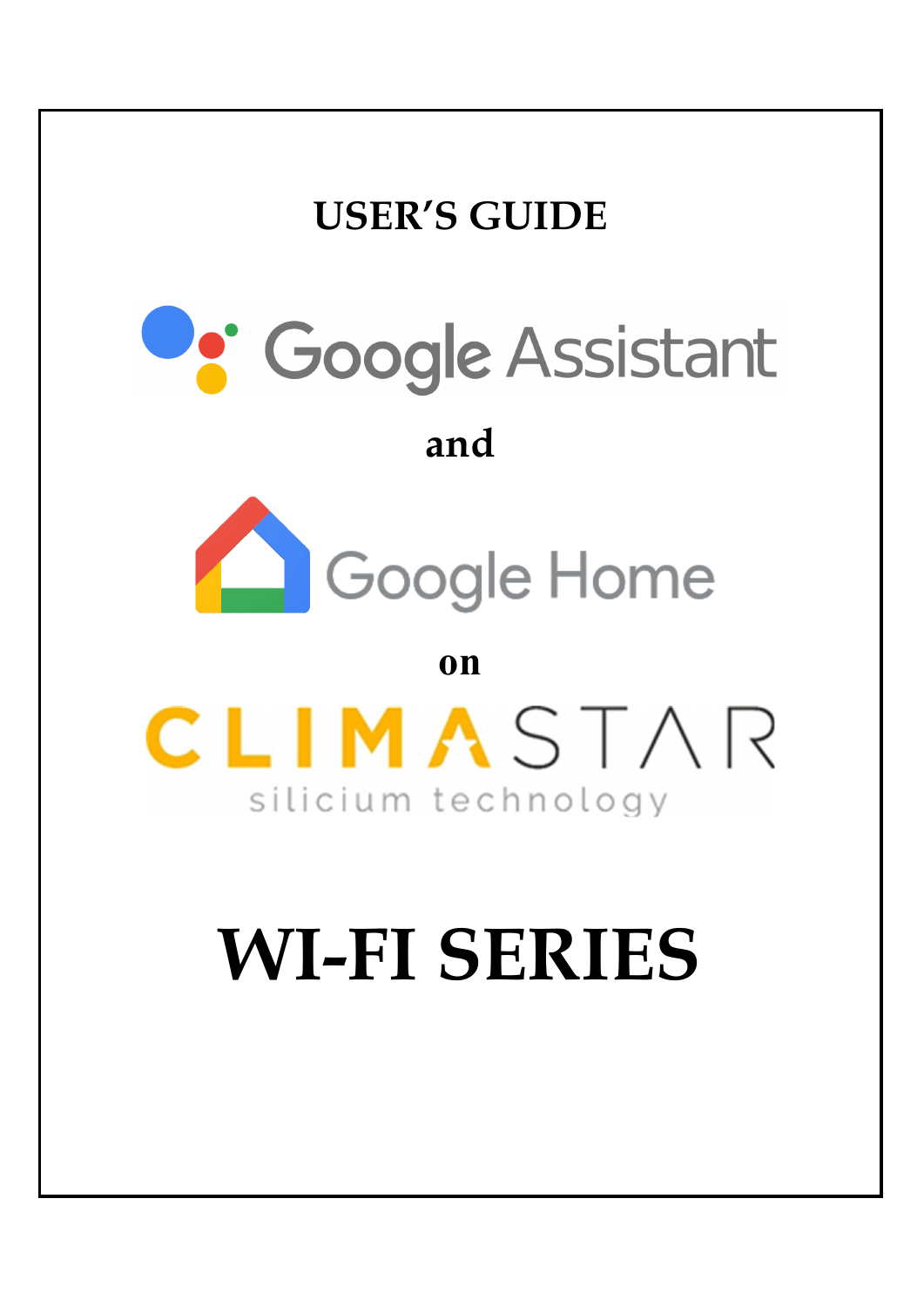# USER'S GUIDE

Google Assistant

**and**

Google Home

**on**

CLIMASTAR

silicium technology

# WI-FI SERIES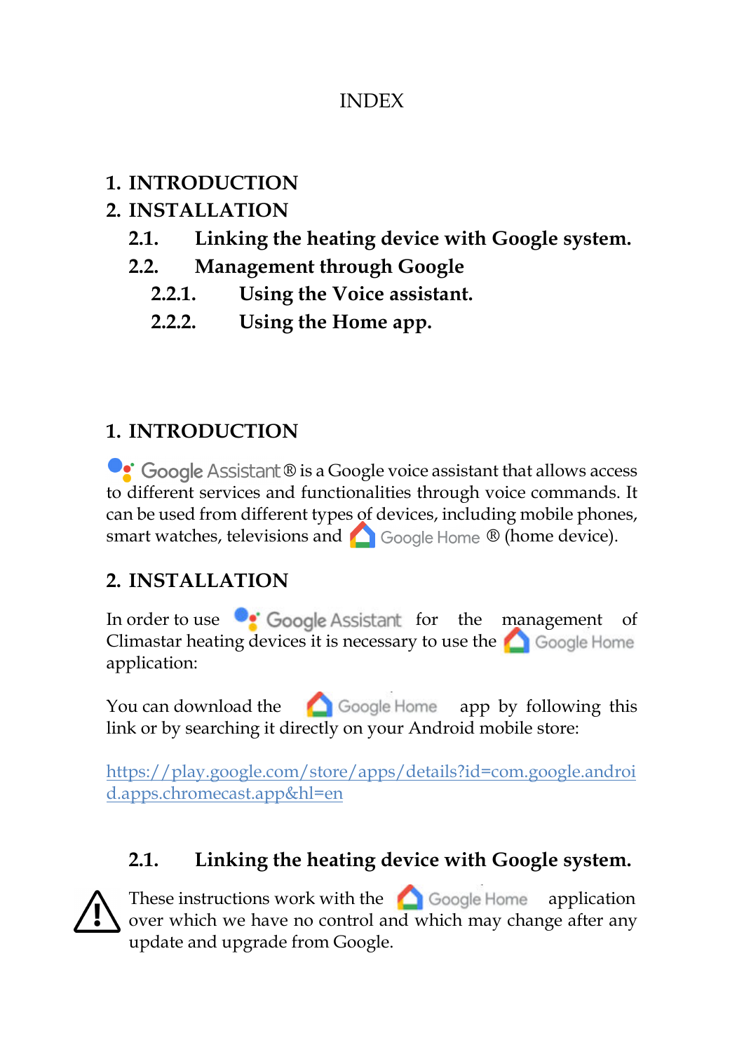INDEX

1. **INTRODUCTION**
2. **INSTALLATION**
   - **2.1. Linking the heating device with Google system.**
   - **2.2. Management through Google**
     - **2.2.1. Using the Voice assistant.**
     - **2.2.2. Using the Home app.**

## 1. INTRODUCTION

Google Assistant® is a Google voice assistant that allows access to different services and functionalities through voice commands. It can be used from different types of devices, including mobile phones, smart watches, televisions and Google Home ® (home device).

## 2. INSTALLATION

In order to use Google Assistant for the management of Climastar heating devices it is necessary to use the Google Home application:

You can download the Google Home app by following this link or by searching it directly on your Android mobile store:

https://play.google.com/store/apps/details?id=com.google.android.apps.chromecast.app&hl=en

### 2.1. Linking the heating device with Google system.

These instructions work with the Google Home application over which we have no control and which may change after any update and upgrade from Google.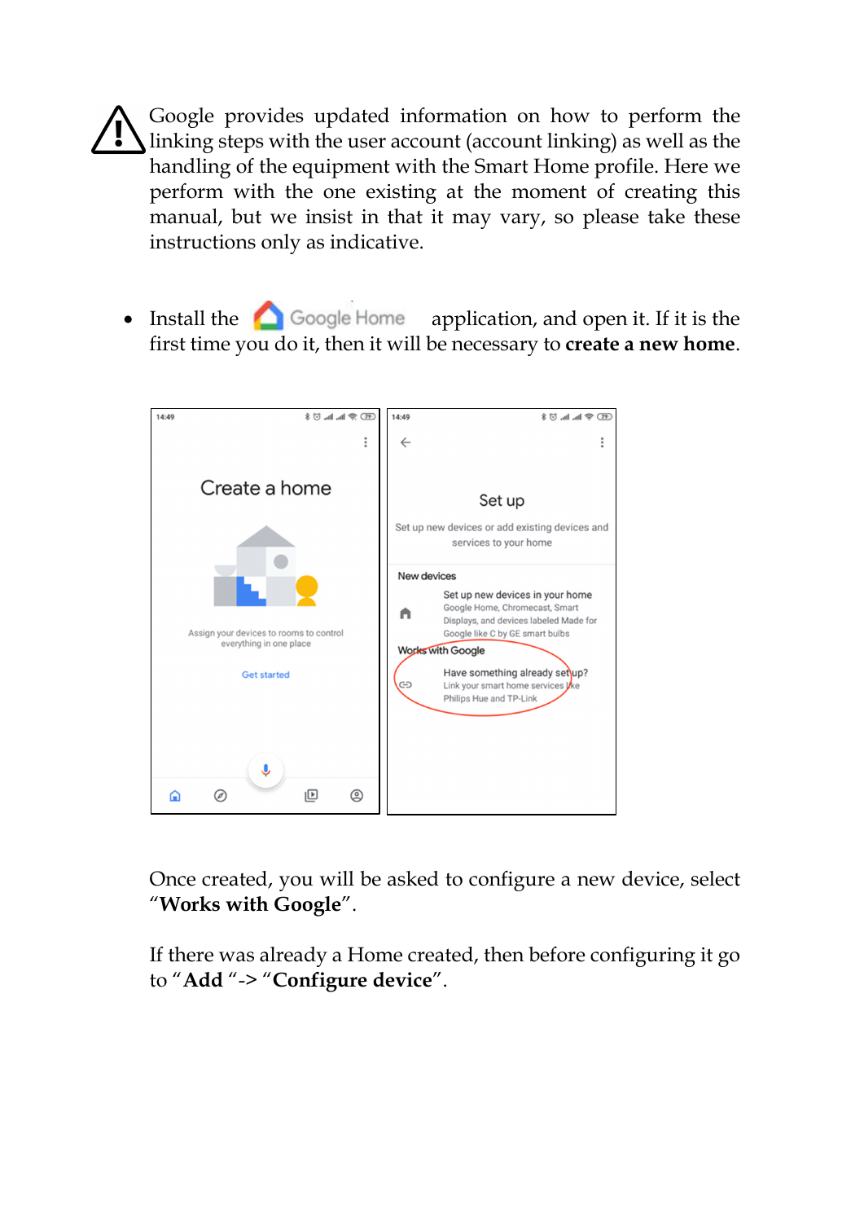⚠ Google provides updated information on how to perform the linking steps with the user account (account linking) as well as the handling of the equipment with the Smart Home profile. Here we perform with the one existing at the moment of creating this manual, but we insist in that it may vary, so please take these instructions only as indicative.

- Install the Google Home application, and open it. If it is the first time you do it, then it will be necessary to **create a new home**.

Once created, you will be asked to configure a new device, select "**Works with Google**".

If there was already a Home created, then before configuring it go to "**Add** "-> "**Configure device**".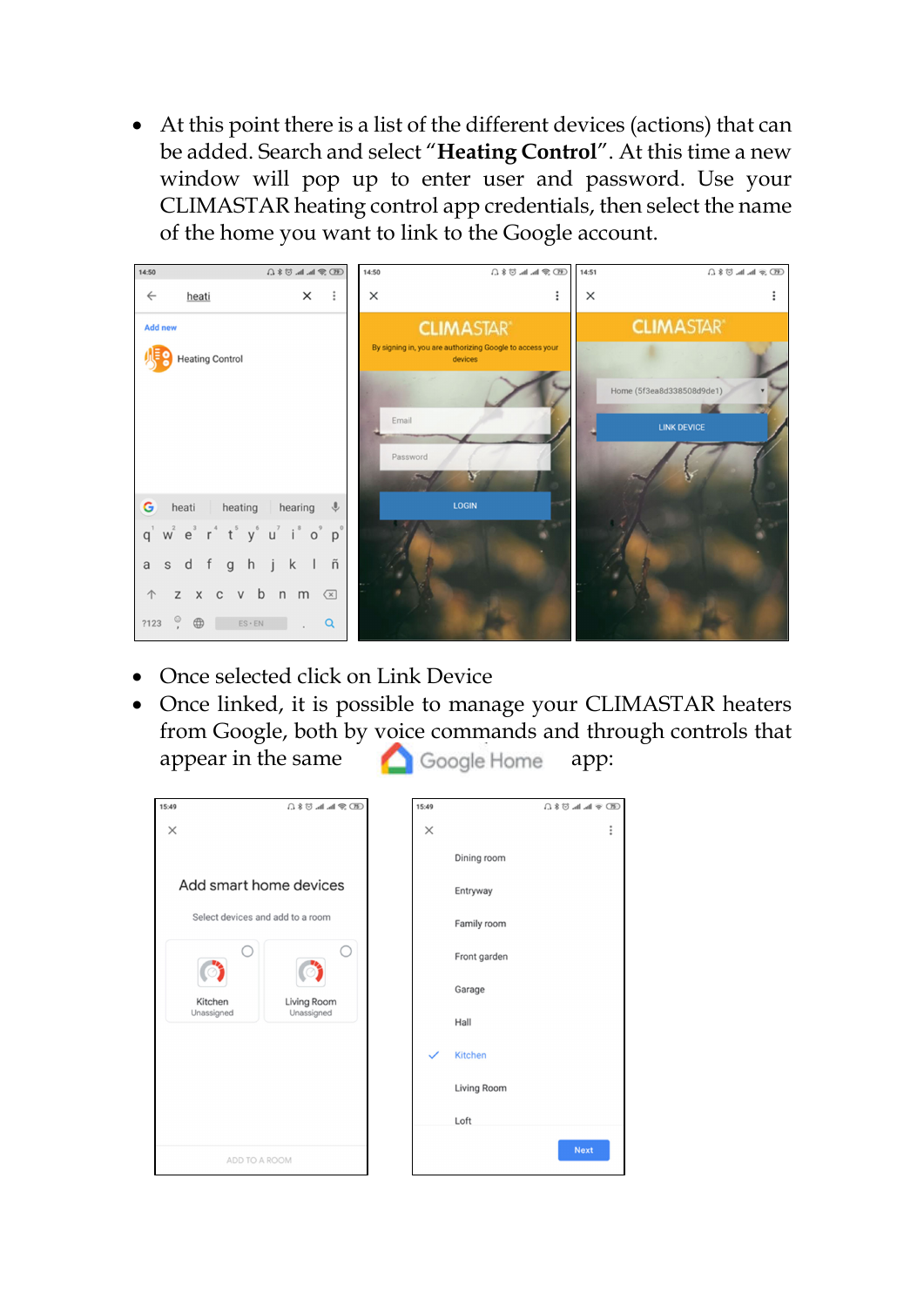- At this point there is a list of the different devices (actions) that can be added. Search and select "**Heating Control**". At this time a new window will pop up to enter user and password. Use your CLIMASTAR heating control app credentials, then select the name of the home you want to link to the Google account.

- Once selected click on Link Device
- Once linked, it is possible to manage your CLIMASTAR heaters from Google, both by voice commands and through controls that appear in the same Google Home app: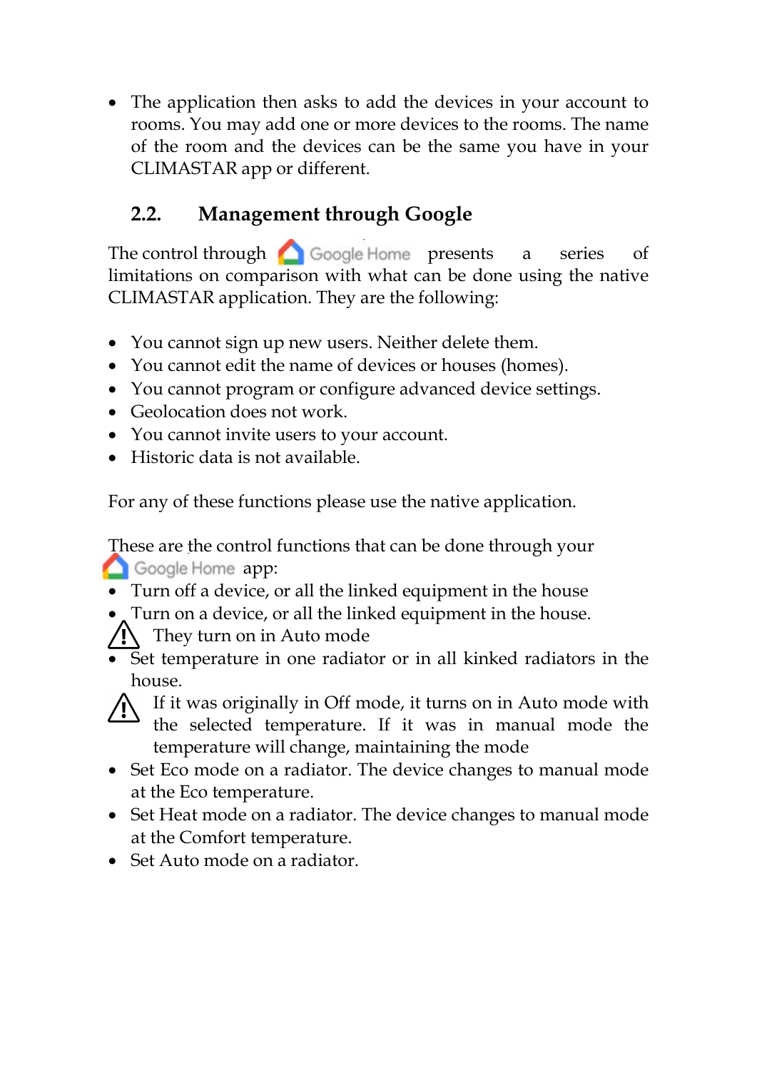- The application then asks to add the devices in your account to rooms. You may add one or more devices to the rooms. The name of the room and the devices can be the same you have in your CLIMASTAR app or different.

## 2.2. Management through Google

The control through Google Home presents a series of limitations on comparison with what can be done using the native CLIMASTAR application. They are the following:

- You cannot sign up new users. Neither delete them.
- You cannot edit the name of devices or houses (homes).
- You cannot program or configure advanced device settings.
- Geolocation does not work.
- You cannot invite users to your account.
- Historic data is not available.

For any of these functions please use the native application.

These are the control functions that can be done through your Google Home app:

- Turn off a device, or all the linked equipment in the house
- Turn on a device, or all the linked equipment in the house.

⚠ They turn on in Auto mode

- Set temperature in one radiator or in all kinked radiators in the house.

⚠ If it was originally in Off mode, it turns on in Auto mode with the selected temperature. If it was in manual mode the temperature will change, maintaining the mode

- Set Eco mode on a radiator. The device changes to manual mode at the Eco temperature.
- Set Heat mode on a radiator. The device changes to manual mode at the Comfort temperature.
- Set Auto mode on a radiator.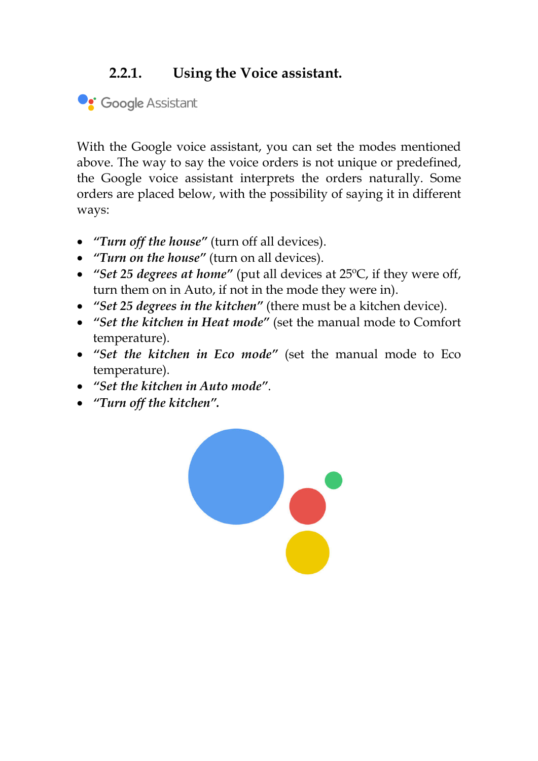### 2.2.1. Using the Voice assistant.

Google Assistant

With the Google voice assistant, you can set the modes mentioned above. The way to say the voice orders is not unique or predefined, the Google voice assistant interprets the orders naturally. Some orders are placed below, with the possibility of saying it in different ways:

- ***"Turn off the house"*** (turn off all devices).
- ***"Turn on the house"*** (turn on all devices).
- ***"Set 25 degrees at home"*** (put all devices at 25ºC, if they were off, turn them on in Auto, if not in the mode they were in).
- ***"Set 25 degrees in the kitchen"*** (there must be a kitchen device).
- ***"Set the kitchen in Heat mode"*** (set the manual mode to Comfort temperature).
- ***"Set the kitchen in Eco mode"*** (set the manual mode to Eco temperature).
- ***"Set the kitchen in Auto mode"***.
- ***"Turn off the kitchen".***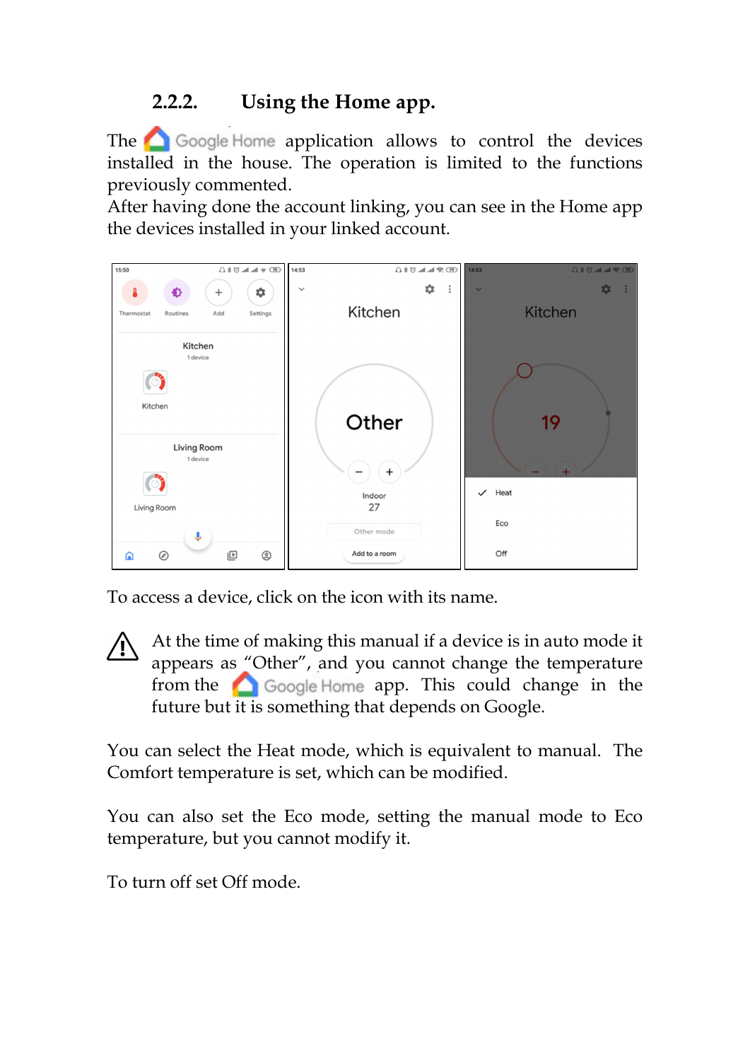### 2.2.2. Using the Home app.

The Google Home application allows to control the devices installed in the house. The operation is limited to the functions previously commented.

After having done the account linking, you can see in the Home app the devices installed in your linked account.

To access a device, click on the icon with its name.

⚠ At the time of making this manual if a device is in auto mode it appears as "Other", and you cannot change the temperature from the Google Home app. This could change in the future but it is something that depends on Google.

You can select the Heat mode, which is equivalent to manual. The Comfort temperature is set, which can be modified.

You can also set the Eco mode, setting the manual mode to Eco temperature, but you cannot modify it.

To turn off set Off mode.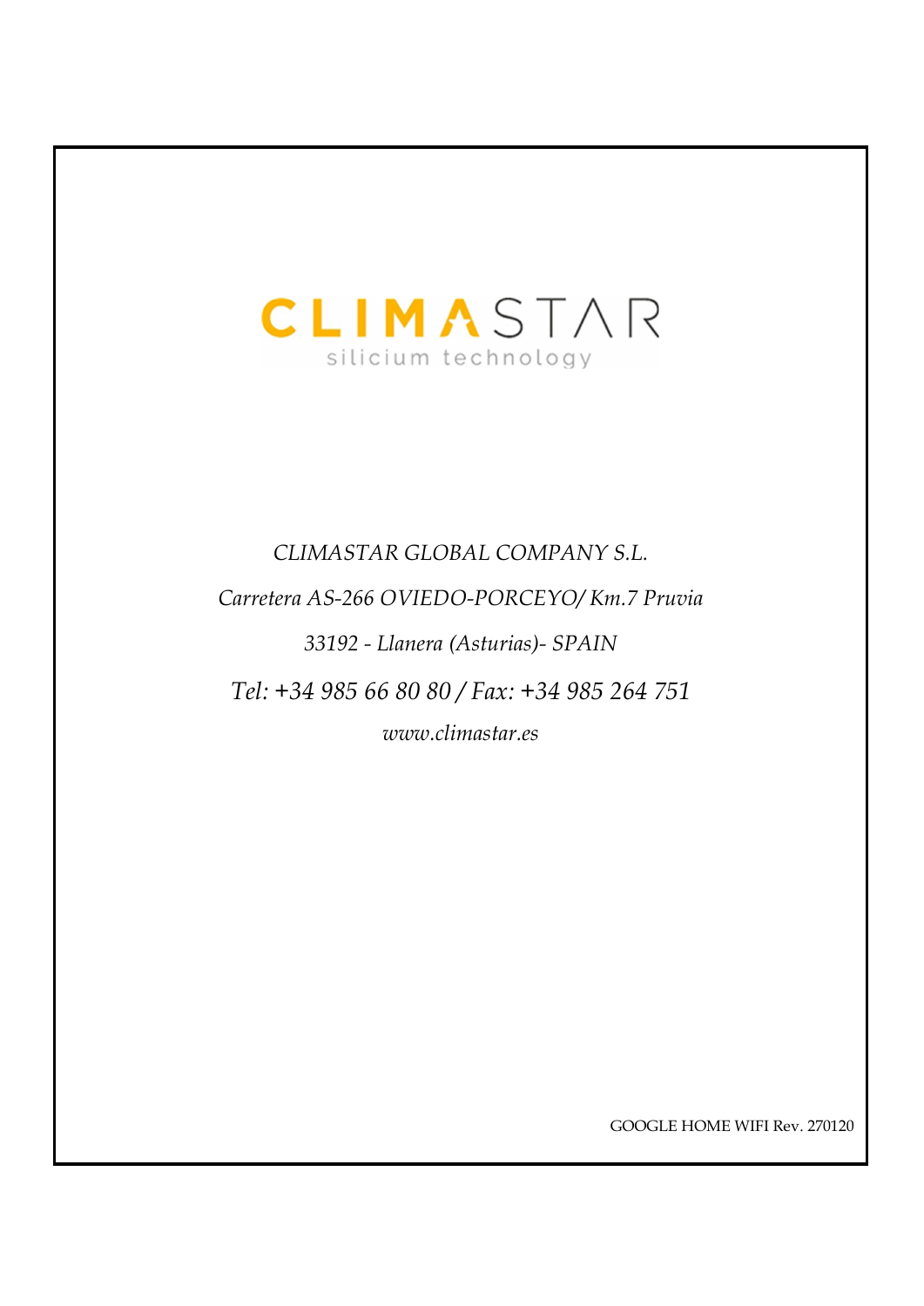CLIMASTAR

silicium technology

*CLIMASTAR GLOBAL COMPANY S.L.*

*Carretera AS-266 OVIEDO-PORCEYO/ Km.7 Pruvia*

*33192 - Llanera (Asturias)- SPAIN*

*Tel: +34 985 66 80 80 / Fax: +34 985 264 751*

*www.climastar.es*

GOOGLE HOME WIFI Rev. 270120